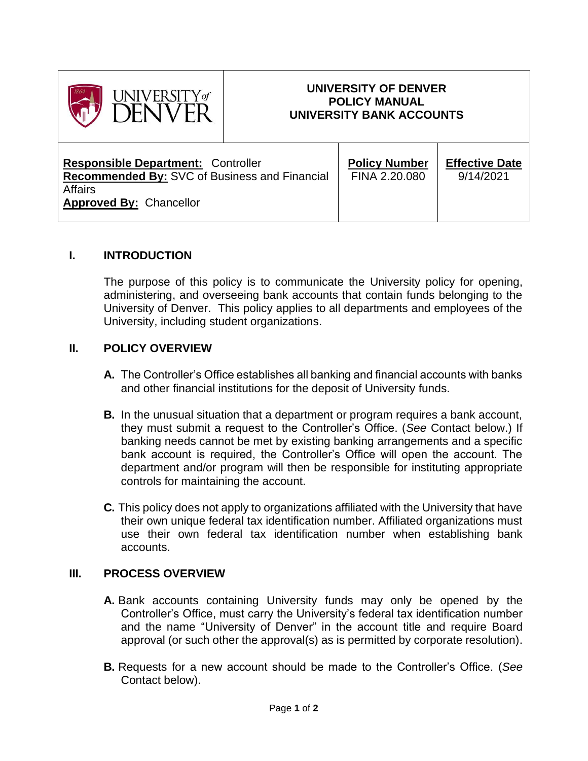| UNIVERSITY of DENVER | UNIVERSITY OF DENVER<br>POLICY MANUAL<br>UNIVERSITY BANK ACCOUNTS | |
|---|---|---|
| **Responsible Department:** Controller<br>**Recommended By:** SVC of Business and Financial Affairs<br>**Approved By:** Chancellor | **Policy Number**<br>FINA 2.20.080 | **Effective Date**<br>9/14/2021 |

## I. INTRODUCTION

The purpose of this policy is to communicate the University policy for opening, administering, and overseeing bank accounts that contain funds belonging to the University of Denver. This policy applies to all departments and employees of the University, including student organizations.

## II. POLICY OVERVIEW

**A.** The Controller's Office establishes all banking and financial accounts with banks and other financial institutions for the deposit of University funds.

**B.** In the unusual situation that a department or program requires a bank account, they must submit a request to the Controller's Office. (*See* Contact below.) If banking needs cannot be met by existing banking arrangements and a specific bank account is required, the Controller's Office will open the account. The department and/or program will then be responsible for instituting appropriate controls for maintaining the account.

**C.** This policy does not apply to organizations affiliated with the University that have their own unique federal tax identification number. Affiliated organizations must use their own federal tax identification number when establishing bank accounts.

## III. PROCESS OVERVIEW

**A.** Bank accounts containing University funds may only be opened by the Controller's Office, must carry the University's federal tax identification number and the name "University of Denver" in the account title and require Board approval (or such other the approval(s) as is permitted by corporate resolution).

**B.** Requests for a new account should be made to the Controller's Office. (*See* Contact below).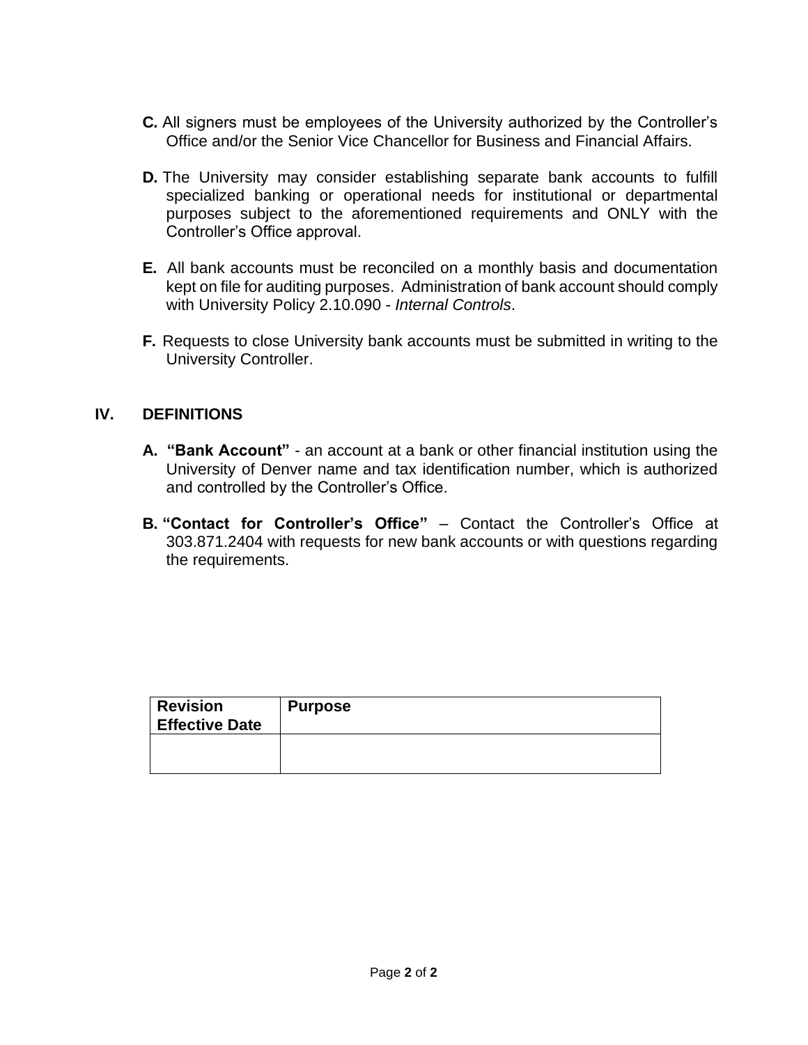**C.** All signers must be employees of the University authorized by the Controller's Office and/or the Senior Vice Chancellor for Business and Financial Affairs.

**D.** The University may consider establishing separate bank accounts to fulfill specialized banking or operational needs for institutional or departmental purposes subject to the aforementioned requirements and ONLY with the Controller's Office approval.

**E.** All bank accounts must be reconciled on a monthly basis and documentation kept on file for auditing purposes. Administration of bank account should comply with University Policy 2.10.090 - *Internal Controls*.

**F.** Requests to close University bank accounts must be submitted in writing to the University Controller.

## IV. DEFINITIONS

**A. "Bank Account"** - an account at a bank or other financial institution using the University of Denver name and tax identification number, which is authorized and controlled by the Controller's Office.

**B. "Contact for Controller's Office"** – Contact the Controller's Office at 303.871.2404 with requests for new bank accounts or with questions regarding the requirements.

| Revision Effective Date | Purpose |
| --- | --- |
| | |